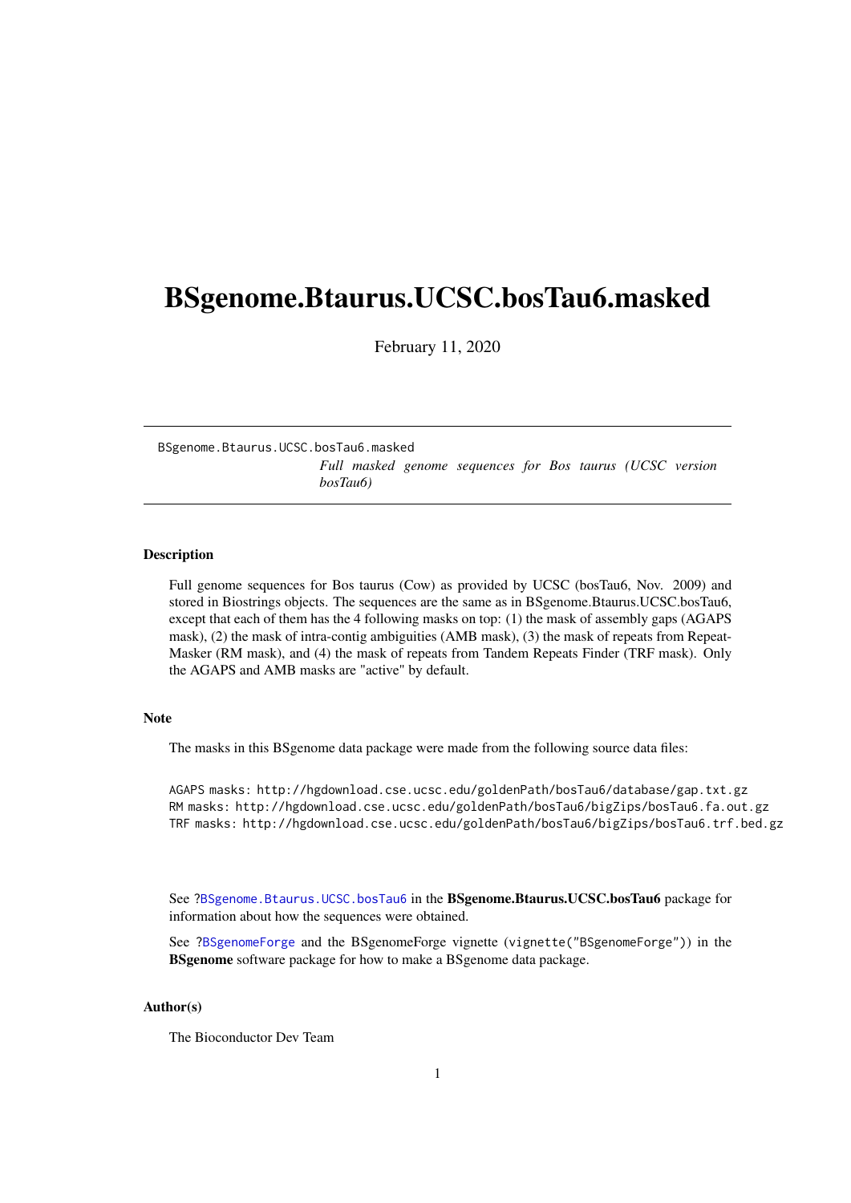# BSgenome.Btaurus.UCSC.bosTau6.masked

February 11, 2020

---

`BSgenome.Btaurus.UCSC.bosTau6.masked`
*Full masked genome sequences for Bos taurus (UCSC version bosTau6)*

---

### Description

Full genome sequences for Bos taurus (Cow) as provided by UCSC (bosTau6, Nov. 2009) and stored in Biostrings objects. The sequences are the same as in BSgenome.Btaurus.UCSC.bosTau6, except that each of them has the 4 following masks on top: (1) the mask of assembly gaps (AGAPS mask), (2) the mask of intra-contig ambiguities (AMB mask), (3) the mask of repeats from RepeatMasker (RM mask), and (4) the mask of repeats from Tandem Repeats Finder (TRF mask). Only the AGAPS and AMB masks are "active" by default.

### Note

The masks in this BSgenome data package were made from the following source data files:

```
AGAPS masks: http://hgdownload.cse.ucsc.edu/goldenPath/bosTau6/database/gap.txt.gz
RM masks: http://hgdownload.cse.ucsc.edu/goldenPath/bosTau6/bigZips/bosTau6.fa.out.gz
TRF masks: http://hgdownload.cse.ucsc.edu/goldenPath/bosTau6/bigZips/bosTau6.trf.bed.gz
```

See ?`BSgenome.Btaurus.UCSC.bosTau6` in the **BSgenome.Btaurus.UCSC.bosTau6** package for information about how the sequences were obtained.

See ?`BSgenomeForge` and the BSgenomeForge vignette (`vignette("BSgenomeForge")`) in the **BSgenome** software package for how to make a BSgenome data package.

### Author(s)

The Bioconductor Dev Team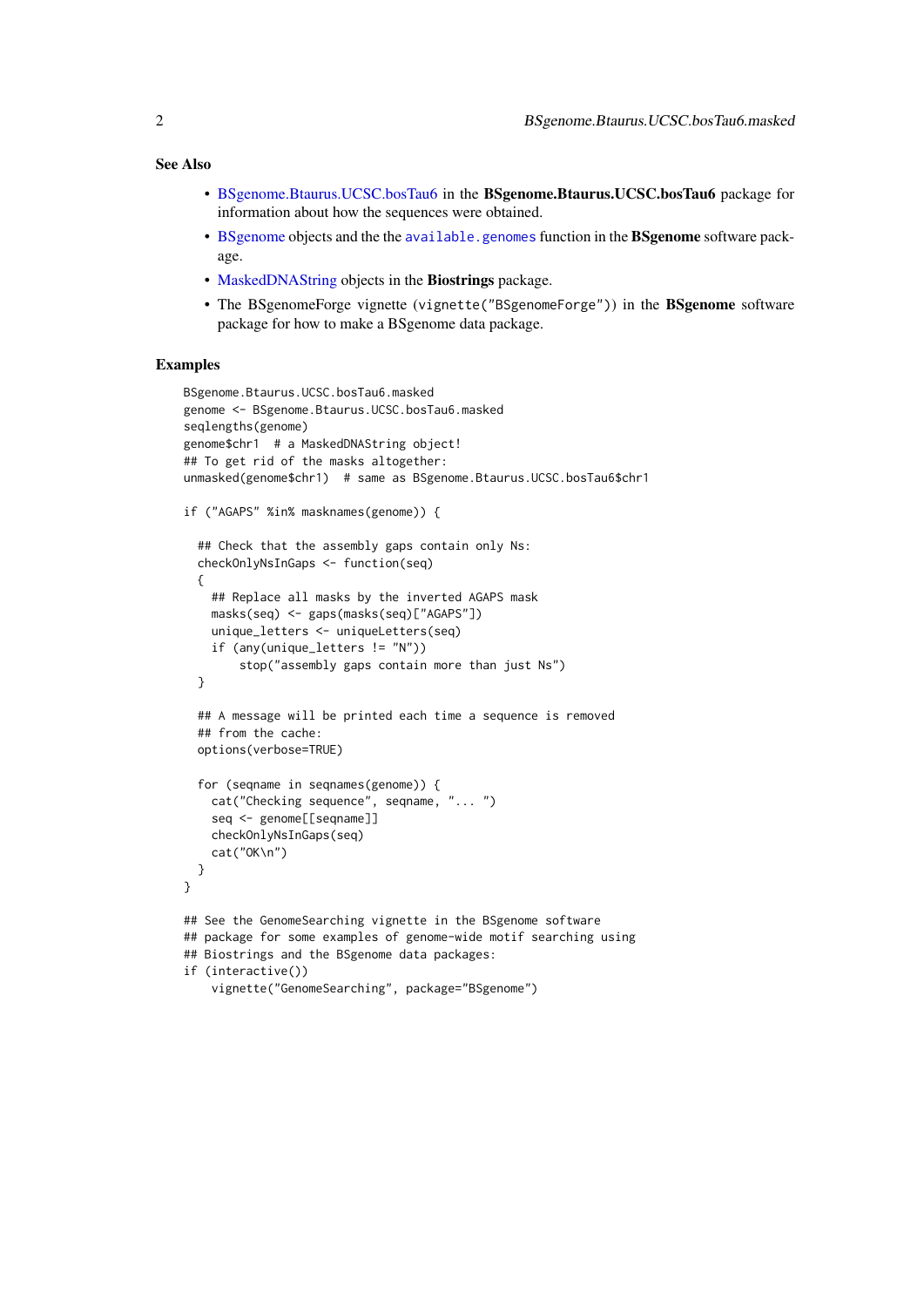### See Also

- BSgenome.Btaurus.UCSC.bosTau6 in the **BSgenome.Btaurus.UCSC.bosTau6** package for information about how the sequences were obtained.
- BSgenome objects and the the `available.genomes` function in the **BSgenome** software package.
- MaskedDNAString objects in the **Biostrings** package.
- The BSgenomeForge vignette (`vignette("BSgenomeForge")`) in the **BSgenome** software package for how to make a BSgenome data package.

### Examples

```
BSgenome.Btaurus.UCSC.bosTau6.masked
genome <- BSgenome.Btaurus.UCSC.bosTau6.masked
seqlengths(genome)
genome$chr1  # a MaskedDNAString object!
## To get rid of the masks altogether:
unmasked(genome$chr1)  # same as BSgenome.Btaurus.UCSC.bosTau6$chr1

if ("AGAPS" %in% masknames(genome)) {

  ## Check that the assembly gaps contain only Ns:
  checkOnlyNsInGaps <- function(seq)
  {
    ## Replace all masks by the inverted AGAPS mask
    masks(seq) <- gaps(masks(seq)["AGAPS"])
    unique_letters <- uniqueLetters(seq)
    if (any(unique_letters != "N"))
        stop("assembly gaps contain more than just Ns")
  }

  ## A message will be printed each time a sequence is removed
  ## from the cache:
  options(verbose=TRUE)

  for (seqname in seqnames(genome)) {
    cat("Checking sequence", seqname, "... ")
    seq <- genome[[seqname]]
    checkOnlyNsInGaps(seq)
    cat("OK\n")
  }
}

## See the GenomeSearching vignette in the BSgenome software
## package for some examples of genome-wide motif searching using
## Biostrings and the BSgenome data packages:
if (interactive())
    vignette("GenomeSearching", package="BSgenome")
```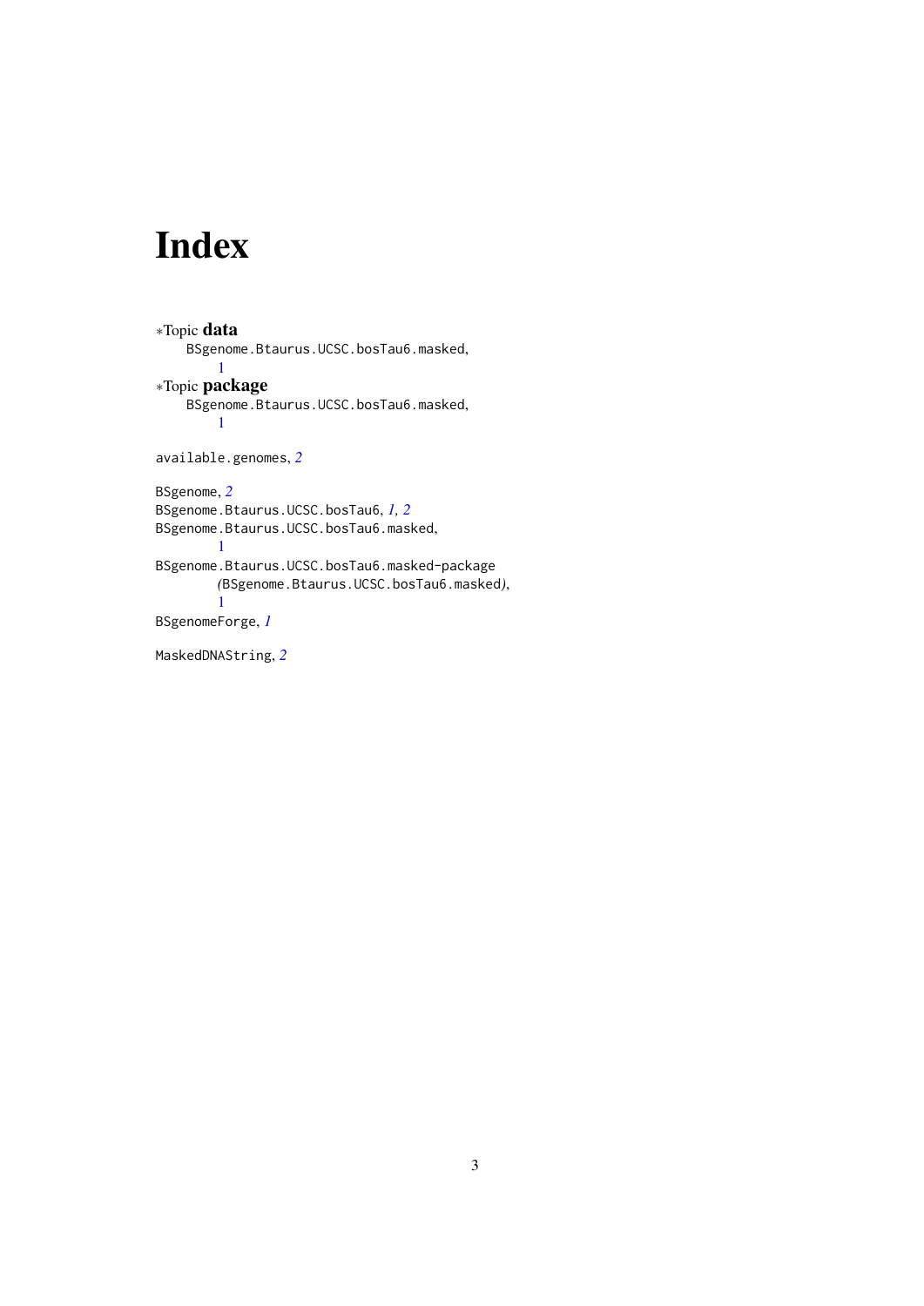# Index

*Topic **data**
    BSgenome.Btaurus.UCSC.bosTau6.masked, 1

*Topic **package**
    BSgenome.Btaurus.UCSC.bosTau6.masked, 1

available.genomes, *2*

BSgenome, *2*
BSgenome.Btaurus.UCSC.bosTau6, *1, 2*
BSgenome.Btaurus.UCSC.bosTau6.masked, 1
BSgenome.Btaurus.UCSC.bosTau6.masked-package (BSgenome.Btaurus.UCSC.bosTau6.masked), 1
BSgenomeForge, *1*

MaskedDNAString, *2*